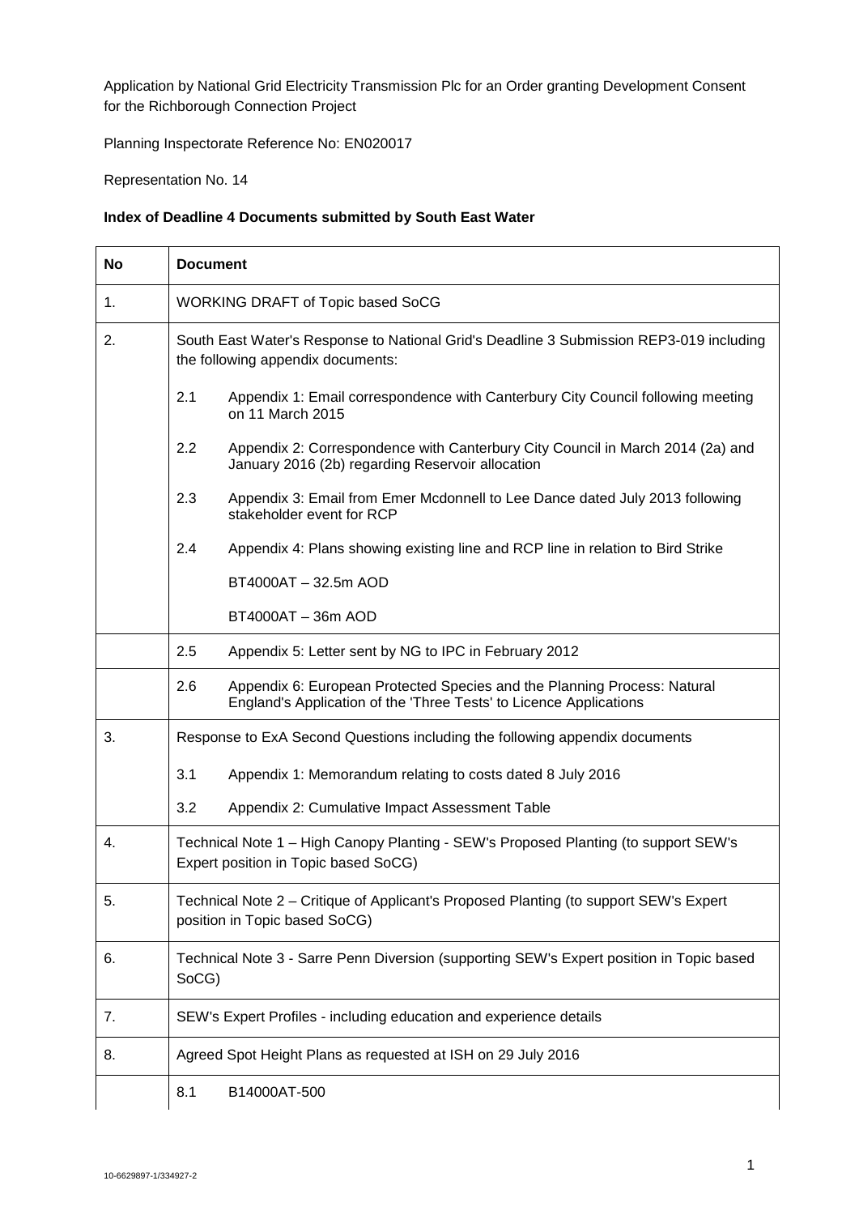Application by National Grid Electricity Transmission Plc for an Order granting Development Consent for the Richborough Connection Project

Planning Inspectorate Reference No: EN020017

Representation No. 14

**Index of Deadline 4 Documents submitted by South East Water**

| No | Document |
| --- | --- |
| 1. | WORKING DRAFT of Topic based SoCG |
| 2. | South East Water's Response to National Grid's Deadline 3 Submission REP3-019 including the following appendix documents: |
| | 2.1 Appendix 1: Email correspondence with Canterbury City Council following meeting on 11 March 2015 |
| | 2.2 Appendix 2: Correspondence with Canterbury City Council in March 2014 (2a) and January 2016 (2b) regarding Reservoir allocation |
| | 2.3 Appendix 3: Email from Emer Mcdonnell to Lee Dance dated July 2013 following stakeholder event for RCP |
| | 2.4 Appendix 4: Plans showing existing line and RCP line in relation to Bird Strike<br>BT4000AT – 32.5m AOD<br>BT4000AT – 36m AOD |
| | 2.5 Appendix 5: Letter sent by NG to IPC in February 2012 |
| | 2.6 Appendix 6: European Protected Species and the Planning Process: Natural England's Application of the 'Three Tests' to Licence Applications |
| 3. | Response to ExA Second Questions including the following appendix documents |
| | 3.1 Appendix 1: Memorandum relating to costs dated 8 July 2016 |
| | 3.2 Appendix 2: Cumulative Impact Assessment Table |
| 4. | Technical Note 1 – High Canopy Planting - SEW's Proposed Planting (to support SEW's Expert position in Topic based SoCG) |
| 5. | Technical Note 2 – Critique of Applicant's Proposed Planting (to support SEW's Expert position in Topic based SoCG) |
| 6. | Technical Note 3 - Sarre Penn Diversion (supporting SEW's Expert position in Topic based SoCG) |
| 7. | SEW's Expert Profiles - including education and experience details |
| 8. | Agreed Spot Height Plans as requested at ISH on 29 July 2016 |
| | 8.1 B14000AT-500 |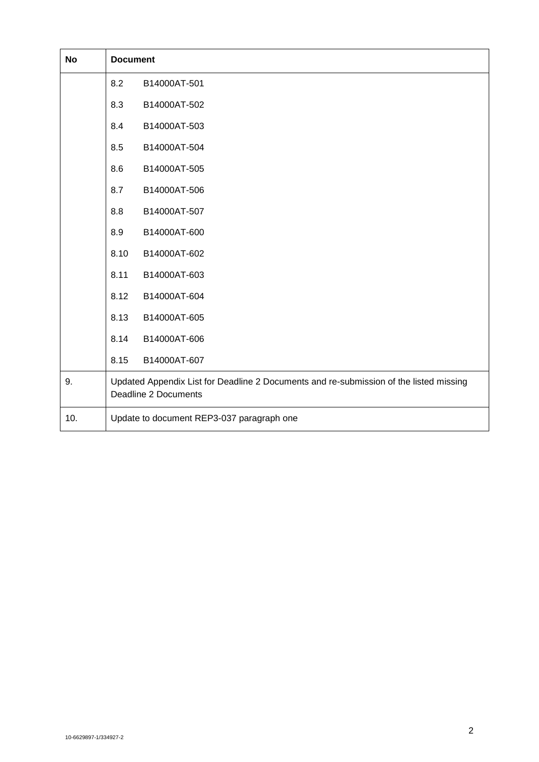| No | Document |
|---|---|
| | 8.2 B14000AT-501 |
| | 8.3 B14000AT-502 |
| | 8.4 B14000AT-503 |
| | 8.5 B14000AT-504 |
| | 8.6 B14000AT-505 |
| | 8.7 B14000AT-506 |
| | 8.8 B14000AT-507 |
| | 8.9 B14000AT-600 |
| | 8.10 B14000AT-602 |
| | 8.11 B14000AT-603 |
| | 8.12 B14000AT-604 |
| | 8.13 B14000AT-605 |
| | 8.14 B14000AT-606 |
| | 8.15 B14000AT-607 |
| 9. | Updated Appendix List for Deadline 2 Documents and re-submission of the listed missing Deadline 2 Documents |
| 10. | Update to document REP3-037 paragraph one |

10-6629897-1/334927-2